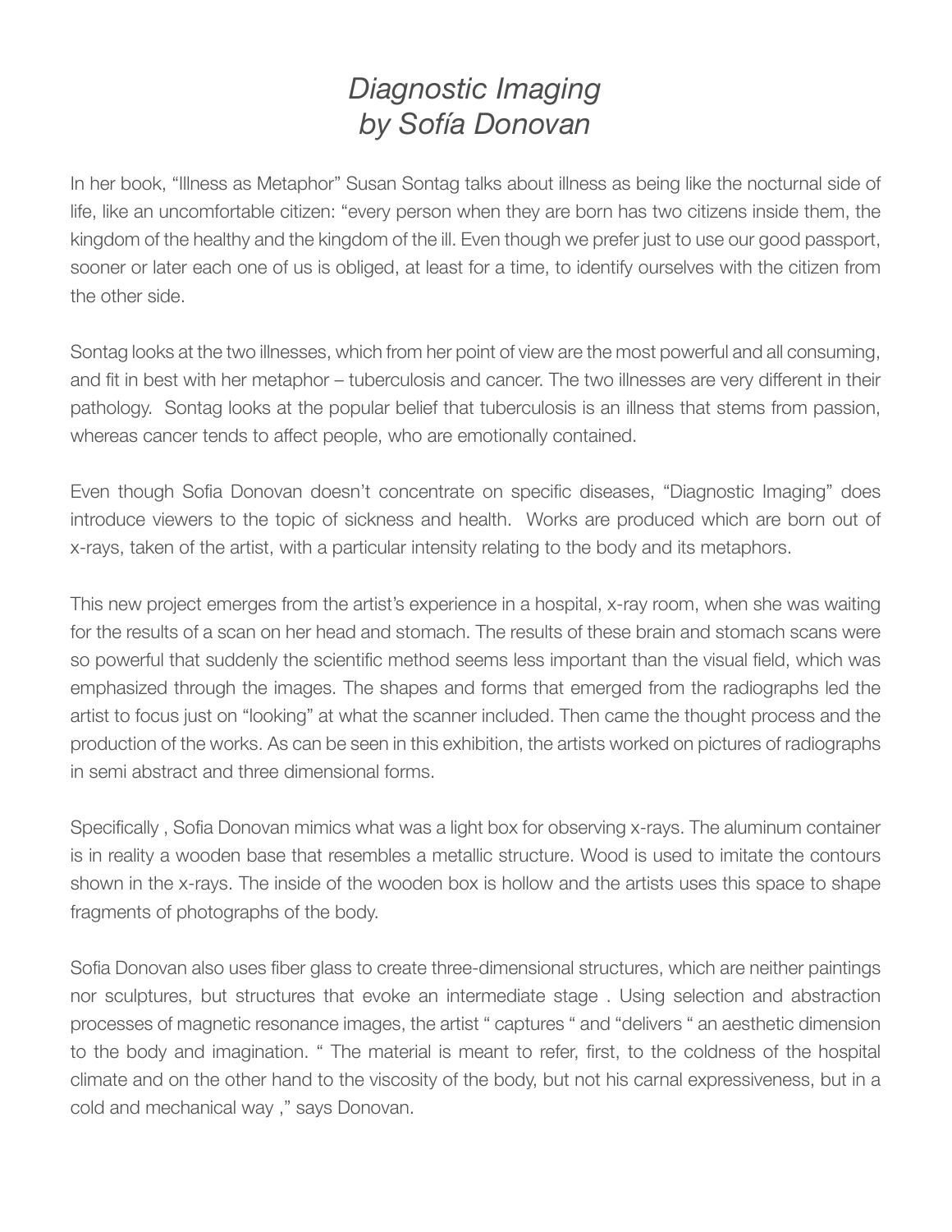# *Diagnostic Imaging*
# *by Sofía Donovan*

In her book, "Illness as Metaphor" Susan Sontag talks about illness as being like the nocturnal side of life, like an uncomfortable citizen: "every person when they are born has two citizens inside them, the kingdom of the healthy and the kingdom of the ill. Even though we prefer just to use our good passport, sooner or later each one of us is obliged, at least for a time, to identify ourselves with the citizen from the other side.

Sontag looks at the two illnesses, which from her point of view are the most powerful and all consuming, and fit in best with her metaphor – tuberculosis and cancer. The two illnesses are very different in their pathology. Sontag looks at the popular belief that tuberculosis is an illness that stems from passion, whereas cancer tends to affect people, who are emotionally contained.

Even though Sofia Donovan doesn't concentrate on specific diseases, "Diagnostic Imaging" does introduce viewers to the topic of sickness and health. Works are produced which are born out of x-rays, taken of the artist, with a particular intensity relating to the body and its metaphors.

This new project emerges from the artist's experience in a hospital, x-ray room, when she was waiting for the results of a scan on her head and stomach. The results of these brain and stomach scans were so powerful that suddenly the scientific method seems less important than the visual field, which was emphasized through the images. The shapes and forms that emerged from the radiographs led the artist to focus just on "looking" at what the scanner included. Then came the thought process and the production of the works. As can be seen in this exhibition, the artists worked on pictures of radiographs in semi abstract and three dimensional forms.

Specifically , Sofia Donovan mimics what was a light box for observing x-rays. The aluminum container is in reality a wooden base that resembles a metallic structure. Wood is used to imitate the contours shown in the x-rays. The inside of the wooden box is hollow and the artists uses this space to shape fragments of photographs of the body.

Sofia Donovan also uses fiber glass to create three-dimensional structures, which are neither paintings nor sculptures, but structures that evoke an intermediate stage . Using selection and abstraction processes of magnetic resonance images, the artist " captures " and "delivers " an aesthetic dimension to the body and imagination. " The material is meant to refer, first, to the coldness of the hospital climate and on the other hand to the viscosity of the body, but not his carnal expressiveness, but in a cold and mechanical way ," says Donovan.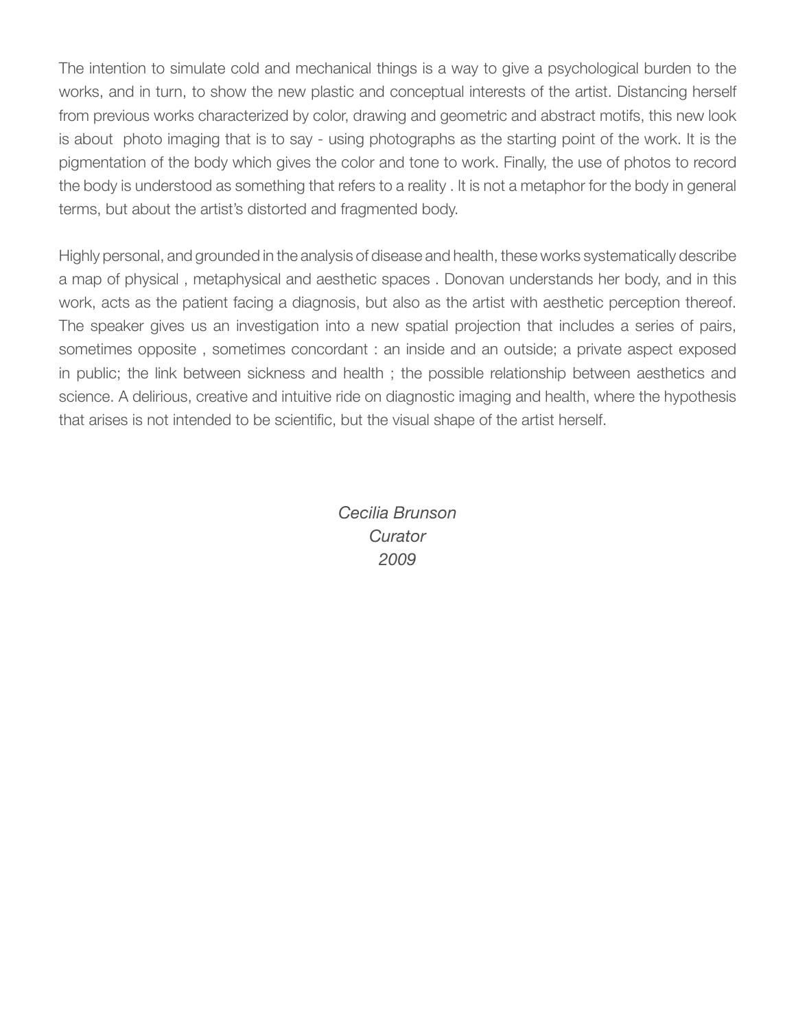The intention to simulate cold and mechanical things is a way to give a psychological burden to the works, and in turn, to show the new plastic and conceptual interests of the artist. Distancing herself from previous works characterized by color, drawing and geometric and abstract motifs, this new look is about photo imaging that is to say - using photographs as the starting point of the work. It is the pigmentation of the body which gives the color and tone to work. Finally, the use of photos to record the body is understood as something that refers to a reality . It is not a metaphor for the body in general terms, but about the artist's distorted and fragmented body.

Highly personal, and grounded in the analysis of disease and health, these works systematically describe a map of physical , metaphysical and aesthetic spaces . Donovan understands her body, and in this work, acts as the patient facing a diagnosis, but also as the artist with aesthetic perception thereof. The speaker gives us an investigation into a new spatial projection that includes a series of pairs, sometimes opposite , sometimes concordant : an inside and an outside; a private aspect exposed in public; the link between sickness and health ; the possible relationship between aesthetics and science. A delirious, creative and intuitive ride on diagnostic imaging and health, where the hypothesis that arises is not intended to be scientific, but the visual shape of the artist herself.

*Cecilia Brunson*
*Curator*
*2009*